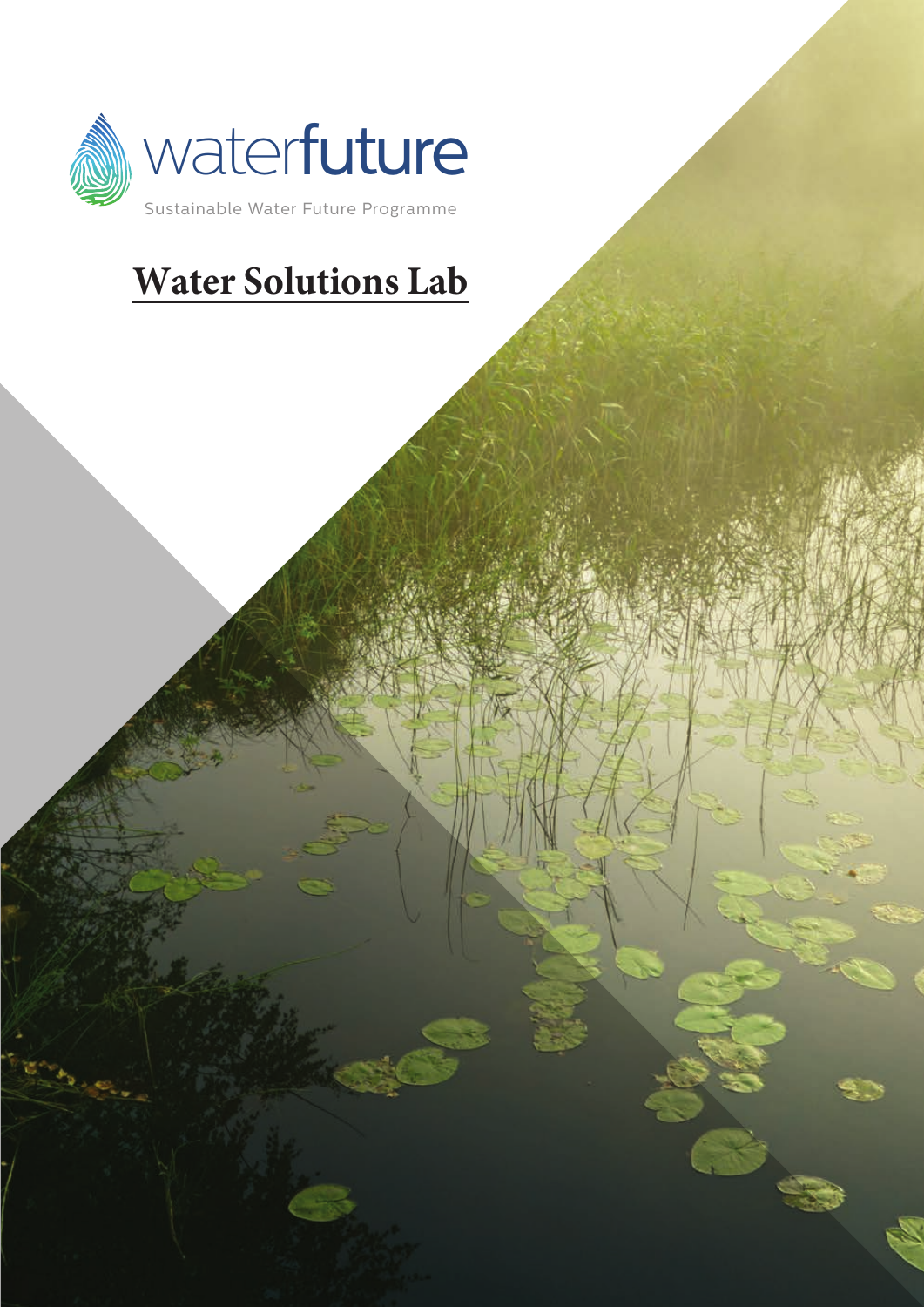waterfuture

Sustainable Water Future Programme

# Water Solutions Lab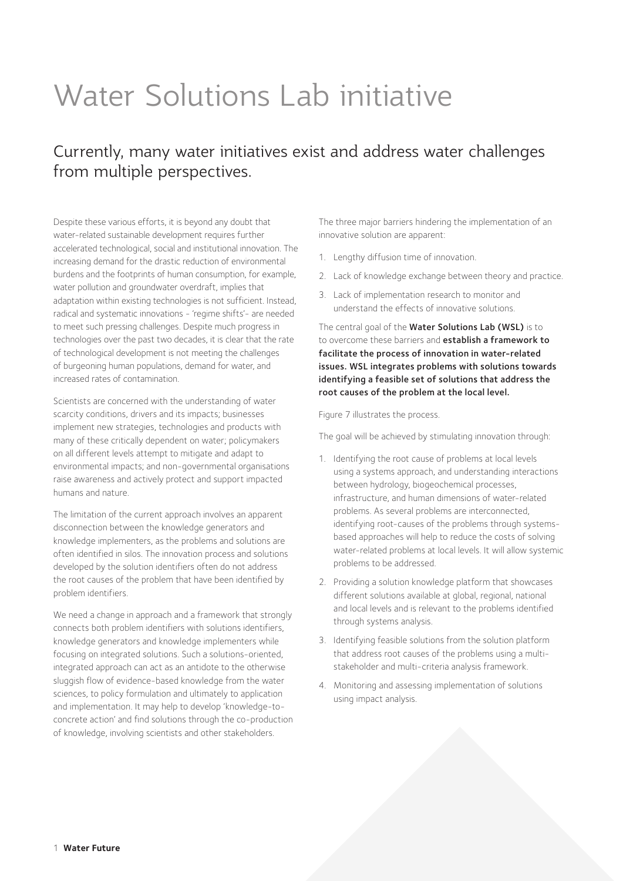# Water Solutions Lab initiative

## Currently, many water initiatives exist and address water challenges from multiple perspectives.

Despite these various efforts, it is beyond any doubt that water-related sustainable development requires further accelerated technological, social and institutional innovation. The increasing demand for the drastic reduction of environmental burdens and the footprints of human consumption, for example, water pollution and groundwater overdraft, implies that adaptation within existing technologies is not sufficient. Instead, radical and systematic innovations - 'regime shifts'- are needed to meet such pressing challenges. Despite much progress in technologies over the past two decades, it is clear that the rate of technological development is not meeting the challenges of burgeoning human populations, demand for water, and increased rates of contamination.

Scientists are concerned with the understanding of water scarcity conditions, drivers and its impacts; businesses implement new strategies, technologies and products with many of these critically dependent on water; policymakers on all different levels attempt to mitigate and adapt to environmental impacts; and non-governmental organisations raise awareness and actively protect and support impacted humans and nature.

The limitation of the current approach involves an apparent disconnection between the knowledge generators and knowledge implementers, as the problems and solutions are often identified in silos. The innovation process and solutions developed by the solution identifiers often do not address the root causes of the problem that have been identified by problem identifiers.

We need a change in approach and a framework that strongly connects both problem identifiers with solutions identifiers, knowledge generators and knowledge implementers while focusing on integrated solutions. Such a solutions-oriented, integrated approach can act as an antidote to the otherwise sluggish flow of evidence-based knowledge from the water sciences, to policy formulation and ultimately to application and implementation. It may help to develop 'knowledge-to-concrete action' and find solutions through the co-production of knowledge, involving scientists and other stakeholders.

The three major barriers hindering the implementation of an innovative solution are apparent:

1. Lengthy diffusion time of innovation.
2. Lack of knowledge exchange between theory and practice.
3. Lack of implementation research to monitor and understand the effects of innovative solutions.

The central goal of the **Water Solutions Lab (WSL)** is to to overcome these barriers and **establish a framework to facilitate the process of innovation in water-related issues. WSL integrates problems with solutions towards identifying a feasible set of solutions that address the root causes of the problem at the local level.**

Figure 7 illustrates the process.

The goal will be achieved by stimulating innovation through:

1. Identifying the root cause of problems at local levels using a systems approach, and understanding interactions between hydrology, biogeochemical processes, infrastructure, and human dimensions of water-related problems. As several problems are interconnected, identifying root-causes of the problems through systems-based approaches will help to reduce the costs of solving water-related problems at local levels. It will allow systemic problems to be addressed.
2. Providing a solution knowledge platform that showcases different solutions available at global, regional, national and local levels and is relevant to the problems identified through systems analysis.
3. Identifying feasible solutions from the solution platform that address root causes of the problems using a multi-stakeholder and multi-criteria analysis framework.
4. Monitoring and assessing implementation of solutions using impact analysis.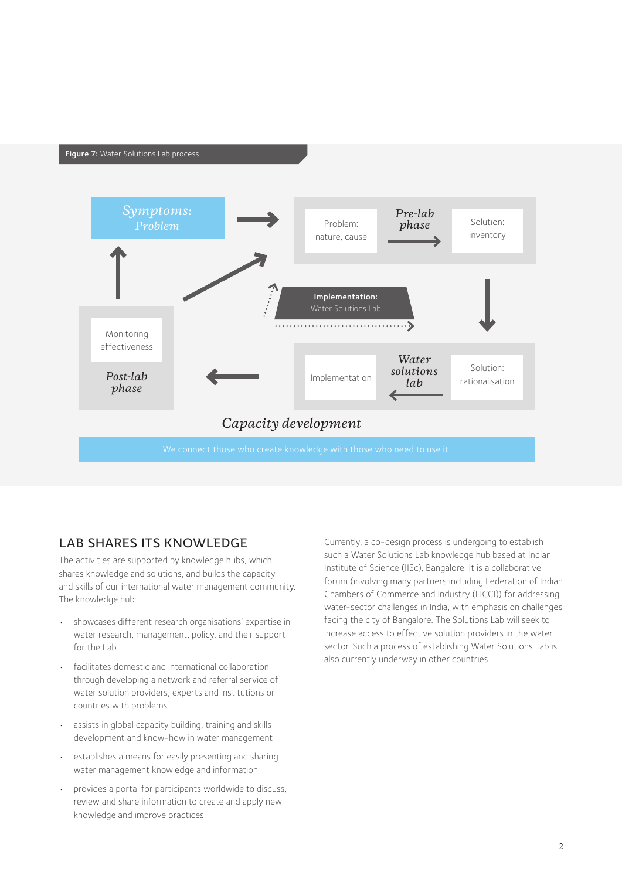**Figure 7:** Water Solutions Lab process

*Symptoms: Problem*

Problem: nature, cause

*Pre-lab phase*

Solution: inventory

**Implementation:** Water Solutions Lab

Monitoring effectiveness

*Post-lab phase*

Implementation

*Water solutions lab*

Solution: rationalisation

*Capacity development*

We connect those who create knowledge with those who need to use it

## LAB SHARES ITS KNOWLEDGE

The activities are supported by knowledge hubs, which shares knowledge and solutions, and builds the capacity and skills of our international water management community. The knowledge hub:

- showcases different research organisations' expertise in water research, management, policy, and their support for the Lab
- facilitates domestic and international collaboration through developing a network and referral service of water solution providers, experts and institutions or countries with problems
- assists in global capacity building, training and skills development and know-how in water management
- establishes a means for easily presenting and sharing water management knowledge and information
- provides a portal for participants worldwide to discuss, review and share information to create and apply new knowledge and improve practices.

Currently, a co-design process is undergoing to establish such a Water Solutions Lab knowledge hub based at Indian Institute of Science (IISc), Bangalore. It is a collaborative forum (involving many partners including Federation of Indian Chambers of Commerce and Industry (FICCI)) for addressing water-sector challenges in India, with emphasis on challenges facing the city of Bangalore. The Solutions Lab will seek to increase access to effective solution providers in the water sector. Such a process of establishing Water Solutions Lab is also currently underway in other countries.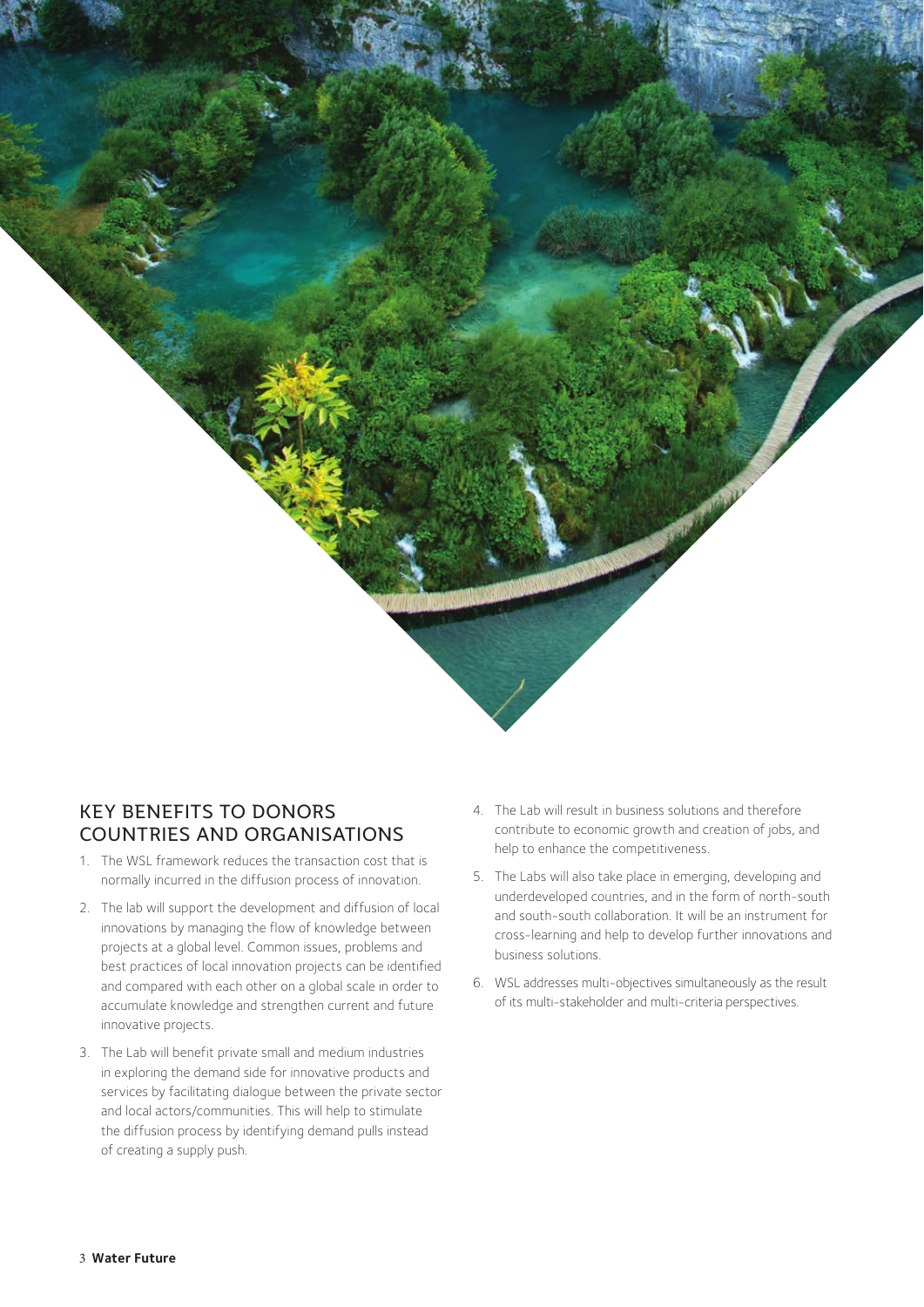## KEY BENEFITS TO DONORS COUNTRIES AND ORGANISATIONS

1. The WSL framework reduces the transaction cost that is normally incurred in the diffusion process of innovation.
2. The lab will support the development and diffusion of local innovations by managing the flow of knowledge between projects at a global level. Common issues, problems and best practices of local innovation projects can be identified and compared with each other on a global scale in order to accumulate knowledge and strengthen current and future innovative projects.
3. The Lab will benefit private small and medium industries in exploring the demand side for innovative products and services by facilitating dialogue between the private sector and local actors/communities. This will help to stimulate the diffusion process by identifying demand pulls instead of creating a supply push.
4. The Lab will result in business solutions and therefore contribute to economic growth and creation of jobs, and help to enhance the competitiveness.
5. The Labs will also take place in emerging, developing and underdeveloped countries, and in the form of north-south and south-south collaboration. It will be an instrument for cross-learning and help to develop further innovations and business solutions.
6. WSL addresses multi-objectives simultaneously as the result of its multi-stakeholder and multi-criteria perspectives.